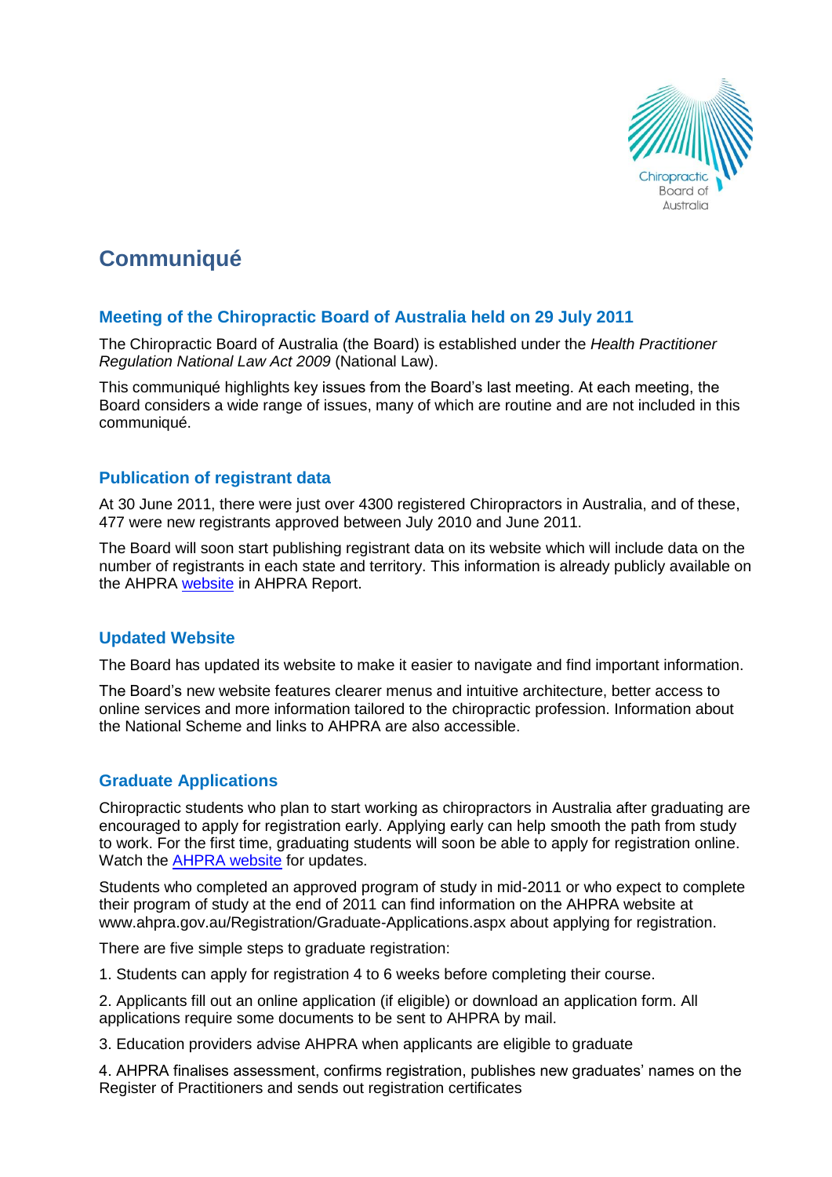# Communiqué

## Meeting of the Chiropractic Board of Australia held on 29 July 2011

The Chiropractic Board of Australia (the Board) is established under the *Health Practitioner Regulation National Law Act 2009* (National Law).

This communiqué highlights key issues from the Board's last meeting. At each meeting, the Board considers a wide range of issues, many of which are routine and are not included in this communiqué.

## Publication of registrant data

At 30 June 2011, there were just over 4300 registered Chiropractors in Australia, and of these, 477 were new registrants approved between July 2010 and June 2011.

The Board will soon start publishing registrant data on its website which will include data on the number of registrants in each state and territory. This information is already publicly available on the AHPRA website in AHPRA Report.

## Updated Website

The Board has updated its website to make it easier to navigate and find important information.

The Board's new website features clearer menus and intuitive architecture, better access to online services and more information tailored to the chiropractic profession. Information about the National Scheme and links to AHPRA are also accessible.

## Graduate Applications

Chiropractic students who plan to start working as chiropractors in Australia after graduating are encouraged to apply for registration early. Applying early can help smooth the path from study to work. For the first time, graduating students will soon be able to apply for registration online. Watch the AHPRA website for updates.

Students who completed an approved program of study in mid-2011 or who expect to complete their program of study at the end of 2011 can find information on the AHPRA website at www.ahpra.gov.au/Registration/Graduate-Applications.aspx about applying for registration.

There are five simple steps to graduate registration:

1. Students can apply for registration 4 to 6 weeks before completing their course.

2. Applicants fill out an online application (if eligible) or download an application form. All applications require some documents to be sent to AHPRA by mail.

3. Education providers advise AHPRA when applicants are eligible to graduate

4. AHPRA finalises assessment, confirms registration, publishes new graduates' names on the Register of Practitioners and sends out registration certificates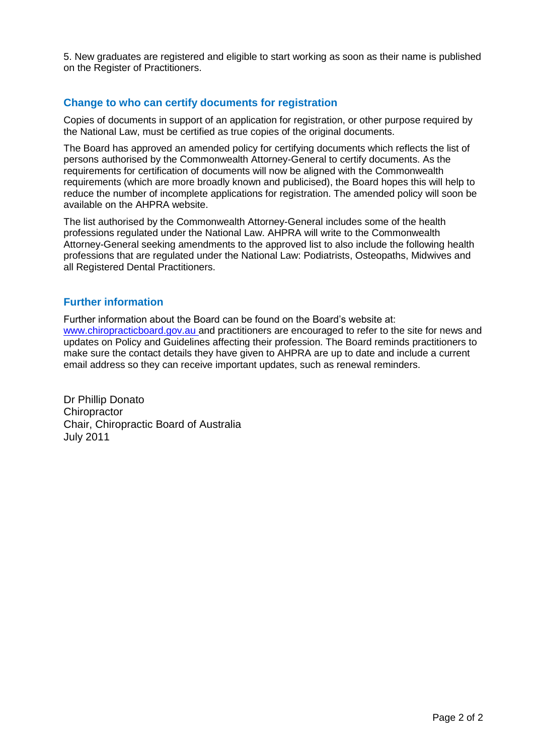5. New graduates are registered and eligible to start working as soon as their name is published on the Register of Practitioners.

## Change to who can certify documents for registration

Copies of documents in support of an application for registration, or other purpose required by the National Law, must be certified as true copies of the original documents.

The Board has approved an amended policy for certifying documents which reflects the list of persons authorised by the Commonwealth Attorney-General to certify documents. As the requirements for certification of documents will now be aligned with the Commonwealth requirements (which are more broadly known and publicised), the Board hopes this will help to reduce the number of incomplete applications for registration. The amended policy will soon be available on the AHPRA website.

The list authorised by the Commonwealth Attorney-General includes some of the health professions regulated under the National Law. AHPRA will write to the Commonwealth Attorney-General seeking amendments to the approved list to also include the following health professions that are regulated under the National Law: Podiatrists, Osteopaths, Midwives and all Registered Dental Practitioners.

## Further information

Further information about the Board can be found on the Board's website at: www.chiropracticboard.gov.au and practitioners are encouraged to refer to the site for news and updates on Policy and Guidelines affecting their profession. The Board reminds practitioners to make sure the contact details they have given to AHPRA are up to date and include a current email address so they can receive important updates, such as renewal reminders.

Dr Phillip Donato
Chiropractor
Chair, Chiropractic Board of Australia
July 2011